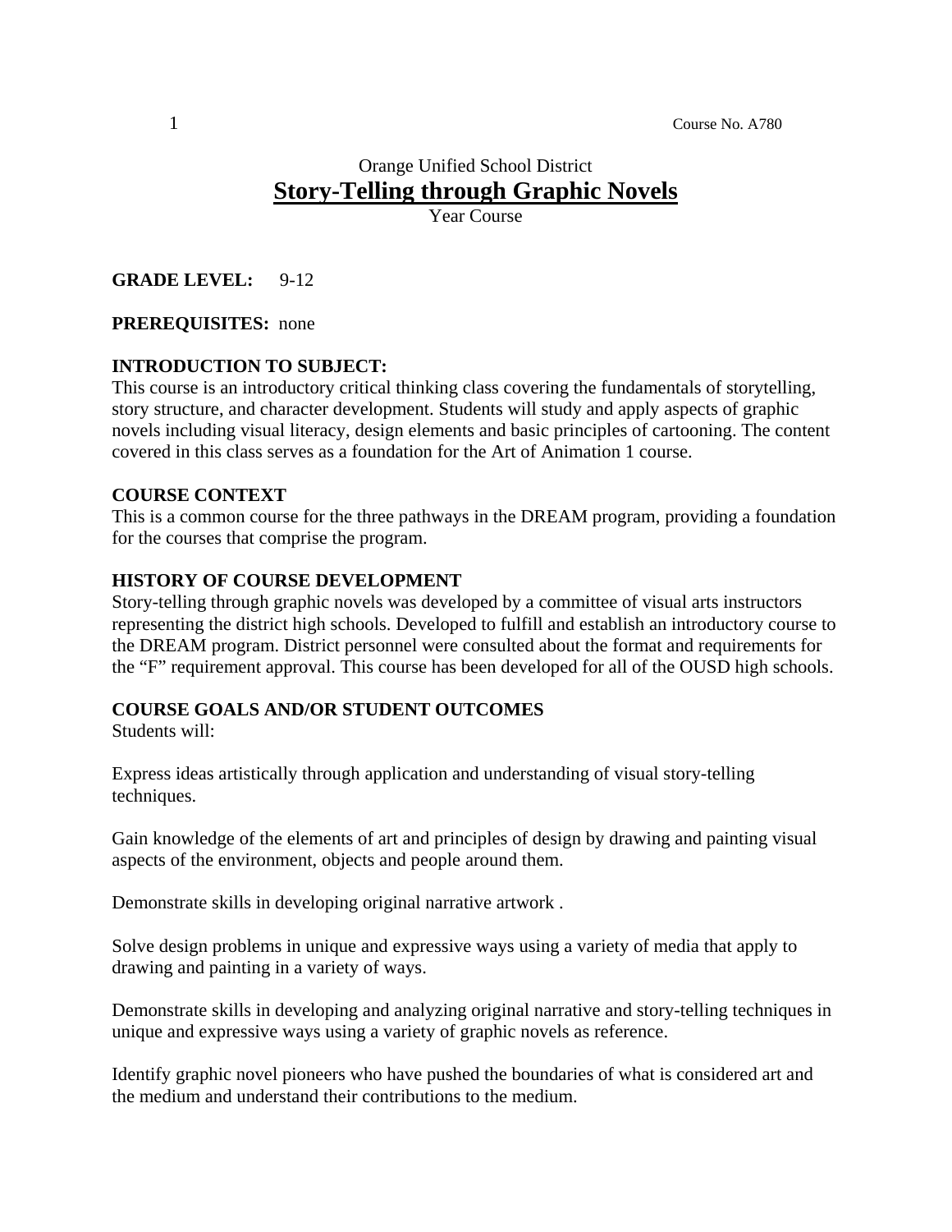Course No. A780

Orange Unified School District

# Story-Telling through Graphic Novels

Year Course

**GRADE LEVEL:** 9-12

**PREREQUISITES:** none

**INTRODUCTION TO SUBJECT:**

This course is an introductory critical thinking class covering the fundamentals of storytelling, story structure, and character development. Students will study and apply aspects of graphic novels including visual literacy, design elements and basic principles of cartooning. The content covered in this class serves as a foundation for the Art of Animation 1 course.

**COURSE CONTEXT**

This is a common course for the three pathways in the DREAM program, providing a foundation for the courses that comprise the program.

**HISTORY OF COURSE DEVELOPMENT**

Story-telling through graphic novels was developed by a committee of visual arts instructors representing the district high schools. Developed to fulfill and establish an introductory course to the DREAM program. District personnel were consulted about the format and requirements for the "F" requirement approval. This course has been developed for all of the OUSD high schools.

**COURSE GOALS AND/OR STUDENT OUTCOMES**

Students will:

Express ideas artistically through application and understanding of visual story-telling techniques.

Gain knowledge of the elements of art and principles of design by drawing and painting visual aspects of the environment, objects and people around them.

Demonstrate skills in developing original narrative artwork .

Solve design problems in unique and expressive ways using a variety of media that apply to drawing and painting in a variety of ways.

Demonstrate skills in developing and analyzing original narrative and story-telling techniques in unique and expressive ways using a variety of graphic novels as reference.

Identify graphic novel pioneers who have pushed the boundaries of what is considered art and the medium and understand their contributions to the medium.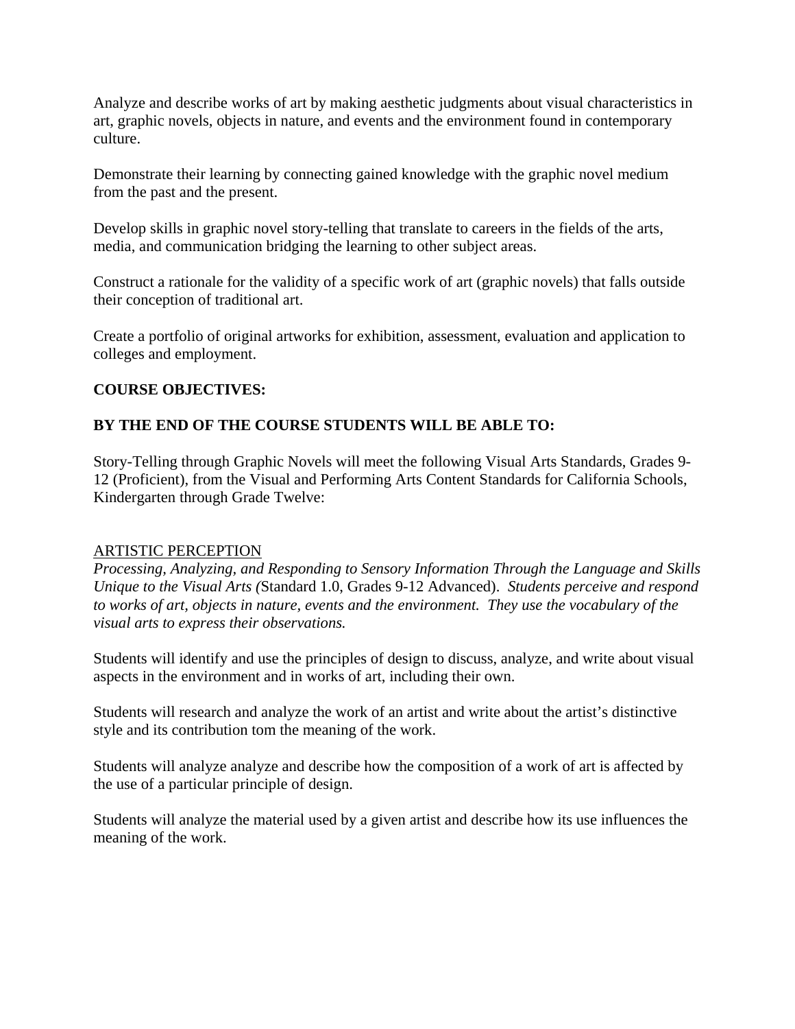Analyze and describe works of art by making aesthetic judgments about visual characteristics in art, graphic novels, objects in nature, and events and the environment found in contemporary culture.

Demonstrate their learning by connecting gained knowledge with the graphic novel medium from the past and the present.

Develop skills in graphic novel story-telling that translate to careers in the fields of the arts, media, and communication bridging the learning to other subject areas.

Construct a rationale for the validity of a specific work of art (graphic novels) that falls outside their conception of traditional art.

Create a portfolio of original artworks for exhibition, assessment, evaluation and application to colleges and employment.

**COURSE OBJECTIVES:**

**BY THE END OF THE COURSE STUDENTS WILL BE ABLE TO:**

Story-Telling through Graphic Novels will meet the following Visual Arts Standards, Grades 9-12 (Proficient), from the Visual and Performing Arts Content Standards for California Schools, Kindergarten through Grade Twelve:

<u>ARTISTIC PERCEPTION</u>
*Processing, Analyzing, and Responding to Sensory Information Through the Language and Skills Unique to the Visual Arts (*Standard 1.0, Grades 9-12 Advanced). *Students perceive and respond to works of art, objects in nature, events and the environment. They use the vocabulary of the visual arts to express their observations.*

Students will identify and use the principles of design to discuss, analyze, and write about visual aspects in the environment and in works of art, including their own.

Students will research and analyze the work of an artist and write about the artist's distinctive style and its contribution tom the meaning of the work.

Students will analyze analyze and describe how the composition of a work of art is affected by the use of a particular principle of design.

Students will analyze the material used by a given artist and describe how its use influences the meaning of the work.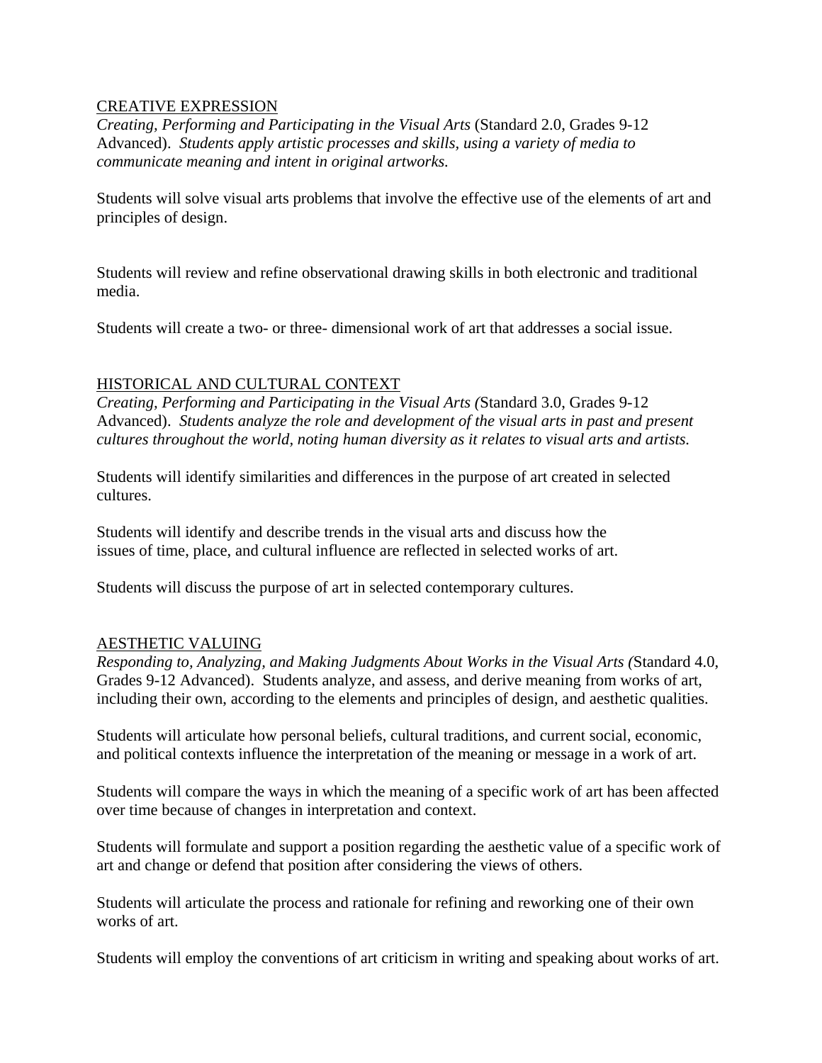<u>CREATIVE EXPRESSION</u>

*Creating, Performing and Participating in the Visual Arts* (Standard 2.0, Grades 9-12 Advanced). *Students apply artistic processes and skills, using a variety of media to communicate meaning and intent in original artworks.*

Students will solve visual arts problems that involve the effective use of the elements of art and principles of design.

Students will review and refine observational drawing skills in both electronic and traditional media.

Students will create a two- or three- dimensional work of art that addresses a social issue.

<u>HISTORICAL AND CULTURAL CONTEXT</u>

*Creating, Performing and Participating in the Visual Arts (*Standard 3.0, Grades 9-12 Advanced). *Students analyze the role and development of the visual arts in past and present cultures throughout the world, noting human diversity as it relates to visual arts and artists.*

Students will identify similarities and differences in the purpose of art created in selected cultures.

Students will identify and describe trends in the visual arts and discuss how the issues of time, place, and cultural influence are reflected in selected works of art.

Students will discuss the purpose of art in selected contemporary cultures.

<u>AESTHETIC VALUING</u>

*Responding to, Analyzing, and Making Judgments About Works in the Visual Arts (*Standard 4.0, Grades 9-12 Advanced). Students analyze, and assess, and derive meaning from works of art, including their own, according to the elements and principles of design, and aesthetic qualities.

Students will articulate how personal beliefs, cultural traditions, and current social, economic, and political contexts influence the interpretation of the meaning or message in a work of art.

Students will compare the ways in which the meaning of a specific work of art has been affected over time because of changes in interpretation and context.

Students will formulate and support a position regarding the aesthetic value of a specific work of art and change or defend that position after considering the views of others.

Students will articulate the process and rationale for refining and reworking one of their own works of art.

Students will employ the conventions of art criticism in writing and speaking about works of art.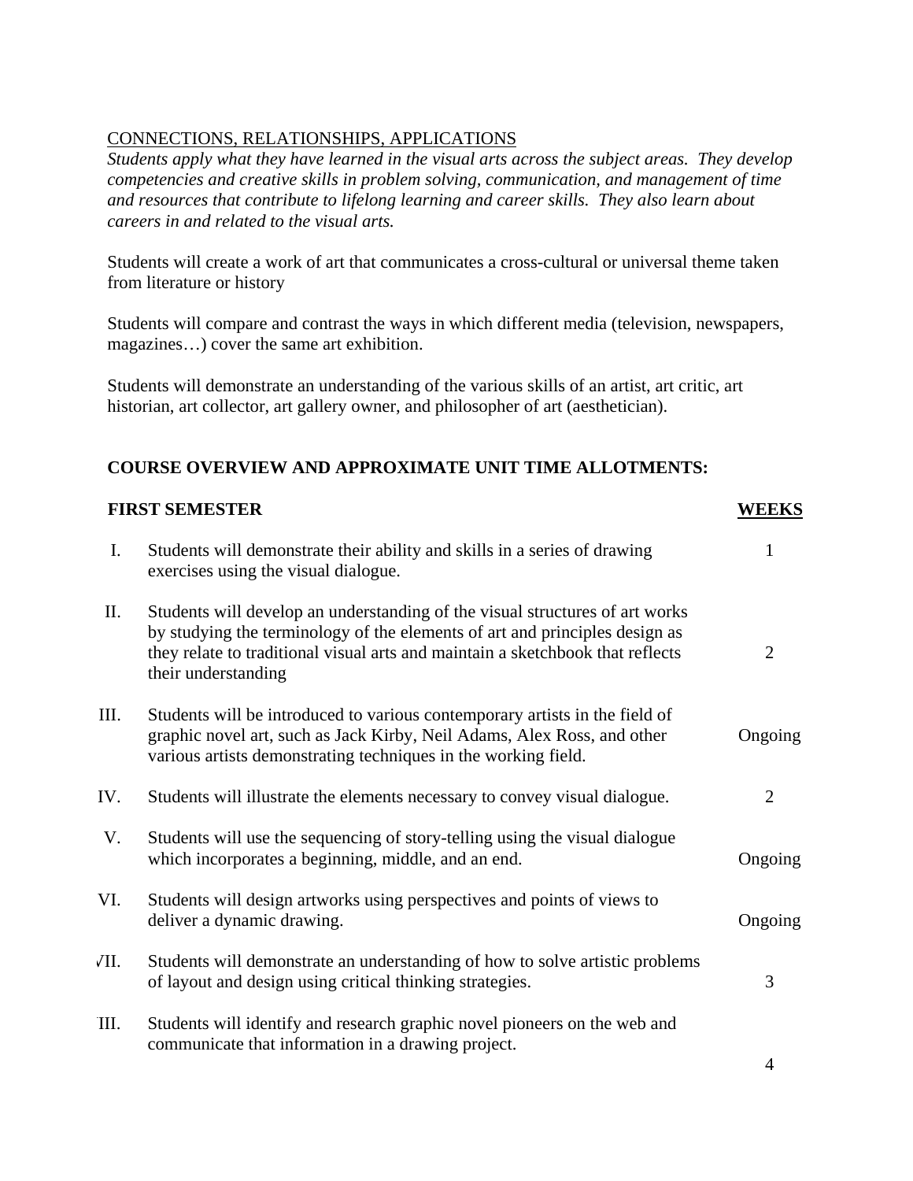<u>CONNECTIONS, RELATIONSHIPS, APPLICATIONS</u>

*Students apply what they have learned in the visual arts across the subject areas. They develop competencies and creative skills in problem solving, communication, and management of time and resources that contribute to lifelong learning and career skills. They also learn about careers in and related to the visual arts.*

Students will create a work of art that communicates a cross-cultural or universal theme taken from literature or history

Students will compare and contrast the ways in which different media (television, newspapers, magazines…) cover the same art exhibition.

Students will demonstrate an understanding of the various skills of an artist, art critic, art historian, art collector, art gallery owner, and philosopher of art (aesthetician).

**COURSE OVERVIEW AND APPROXIMATE UNIT TIME ALLOTMENTS:**

| | **FIRST SEMESTER** | **<u>WEEKS</u>** |
|---|---|---|
| I. | Students will demonstrate their ability and skills in a series of drawing exercises using the visual dialogue. | 1 |
| II. | Students will develop an understanding of the visual structures of art works by studying the terminology of the elements of art and principles design as they relate to traditional visual arts and maintain a sketchbook that reflects their understanding | 2 |
| III. | Students will be introduced to various contemporary artists in the field of graphic novel art, such as Jack Kirby, Neil Adams, Alex Ross, and other various artists demonstrating techniques in the working field. | Ongoing |
| IV. | Students will illustrate the elements necessary to convey visual dialogue. | 2 |
| V. | Students will use the sequencing of story-telling using the visual dialogue which incorporates a beginning, middle, and an end. | Ongoing |
| VI. | Students will design artworks using perspectives and points of views to deliver a dynamic drawing. | Ongoing |
| VII. | Students will demonstrate an understanding of how to solve artistic problems of layout and design using critical thinking strategies. | 3 |
| VIII. | Students will identify and research graphic novel pioneers on the web and communicate that information in a drawing project. | 4 |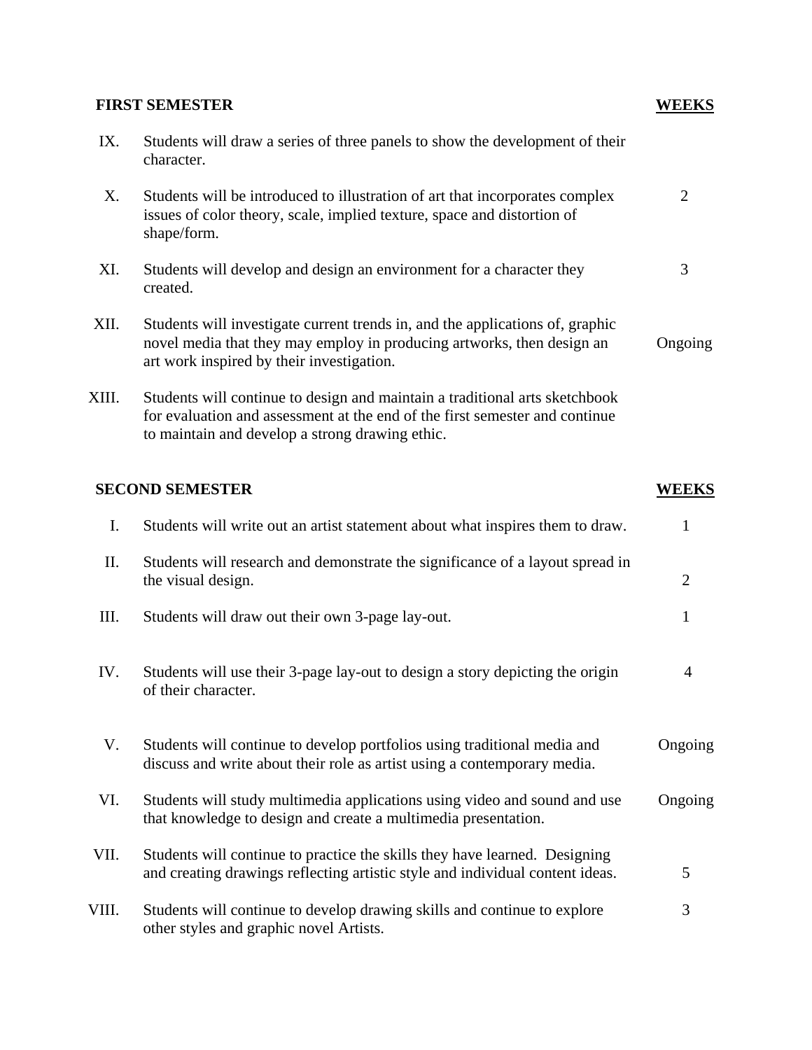| FIRST SEMESTER | | WEEKS |
| --- | --- | --- |
| IX. | Students will draw a series of three panels to show the development of their character. | |
| X. | Students will be introduced to illustration of art that incorporates complex issues of color theory, scale, implied texture, space and distortion of shape/form. | 2 |
| XI. | Students will develop and design an environment for a character they created. | 3 |
| XII. | Students will investigate current trends in, and the applications of, graphic novel media that they may employ in producing artworks, then design an art work inspired by their investigation. | Ongoing |
| XIII. | Students will continue to design and maintain a traditional arts sketchbook for evaluation and assessment at the end of the first semester and continue to maintain and develop a strong drawing ethic. | |

| SECOND SEMESTER | | WEEKS |
| --- | --- | --- |
| I. | Students will write out an artist statement about what inspires them to draw. | 1 |
| II. | Students will research and demonstrate the significance of a layout spread in the visual design. | 2 |
| III. | Students will draw out their own 3-page lay-out. | 1 |
| IV. | Students will use their 3-page lay-out to design a story depicting the origin of their character. | 4 |
| V. | Students will continue to develop portfolios using traditional media and discuss and write about their role as artist using a contemporary media. | Ongoing |
| VI. | Students will study multimedia applications using video and sound and use that knowledge to design and create a multimedia presentation. | Ongoing |
| VII. | Students will continue to practice the skills they have learned. Designing and creating drawings reflecting artistic style and individual content ideas. | 5 |
| VIII. | Students will continue to develop drawing skills and continue to explore other styles and graphic novel Artists. | 3 |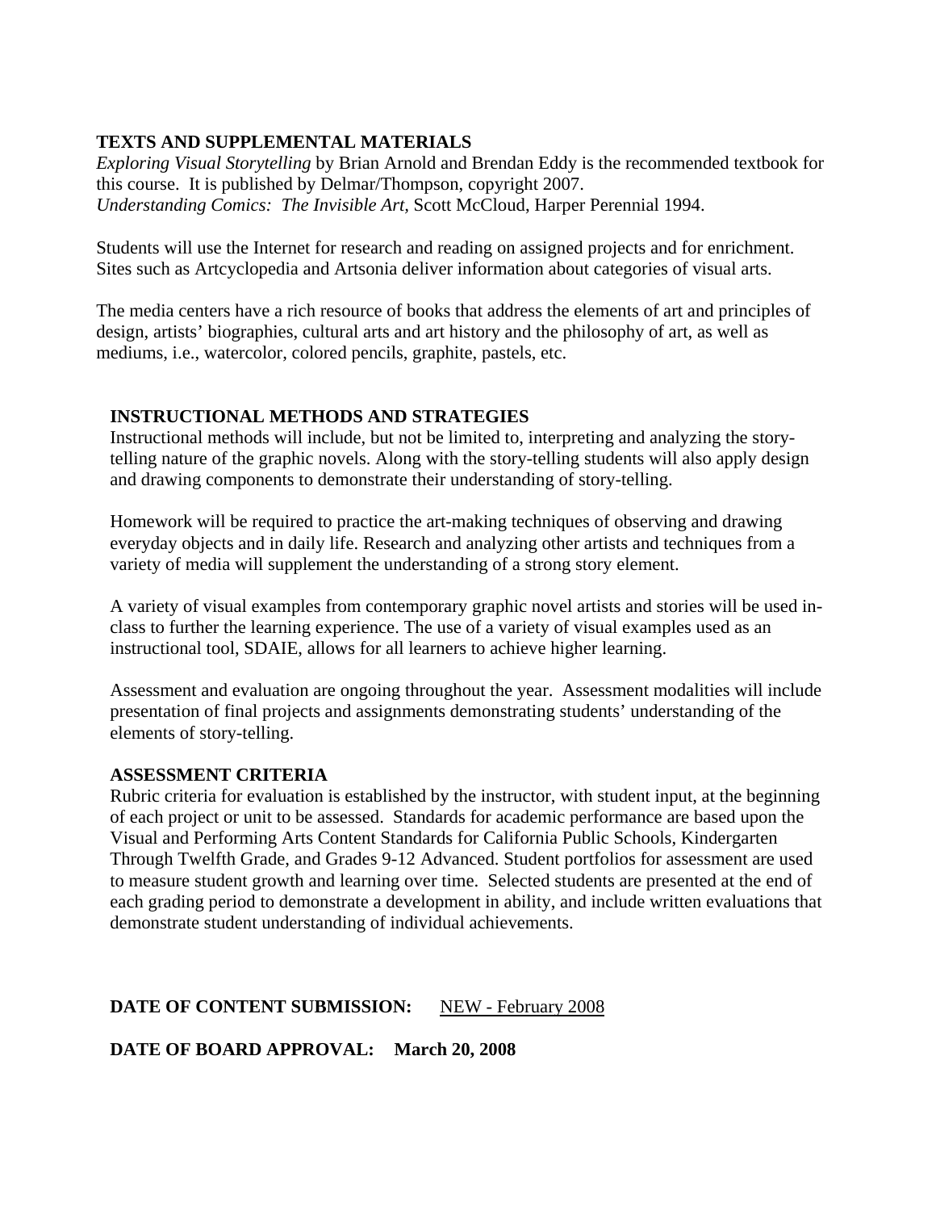**TEXTS AND SUPPLEMENTAL MATERIALS**

*Exploring Visual Storytelling* by Brian Arnold and Brendan Eddy is the recommended textbook for this course. It is published by Delmar/Thompson, copyright 2007.
*Understanding Comics: The Invisible Art,* Scott McCloud, Harper Perennial 1994.

Students will use the Internet for research and reading on assigned projects and for enrichment. Sites such as Artcyclopedia and Artsonia deliver information about categories of visual arts.

The media centers have a rich resource of books that address the elements of art and principles of design, artists' biographies, cultural arts and art history and the philosophy of art, as well as mediums, i.e., watercolor, colored pencils, graphite, pastels, etc.

**INSTRUCTIONAL METHODS AND STRATEGIES**

Instructional methods will include, but not be limited to, interpreting and analyzing the story-telling nature of the graphic novels. Along with the story-telling students will also apply design and drawing components to demonstrate their understanding of story-telling.

Homework will be required to practice the art-making techniques of observing and drawing everyday objects and in daily life. Research and analyzing other artists and techniques from a variety of media will supplement the understanding of a strong story element.

A variety of visual examples from contemporary graphic novel artists and stories will be used in-class to further the learning experience. The use of a variety of visual examples used as an instructional tool, SDAIE, allows for all learners to achieve higher learning.

Assessment and evaluation are ongoing throughout the year. Assessment modalities will include presentation of final projects and assignments demonstrating students' understanding of the elements of story-telling.

**ASSESSMENT CRITERIA**

Rubric criteria for evaluation is established by the instructor, with student input, at the beginning of each project or unit to be assessed. Standards for academic performance are based upon the Visual and Performing Arts Content Standards for California Public Schools, Kindergarten Through Twelfth Grade, and Grades 9-12 Advanced. Student portfolios for assessment are used to measure student growth and learning over time. Selected students are presented at the end of each grading period to demonstrate a development in ability, and include written evaluations that demonstrate student understanding of individual achievements.

**DATE OF CONTENT SUBMISSION:** NEW - February 2008

**DATE OF BOARD APPROVAL: March 20, 2008**